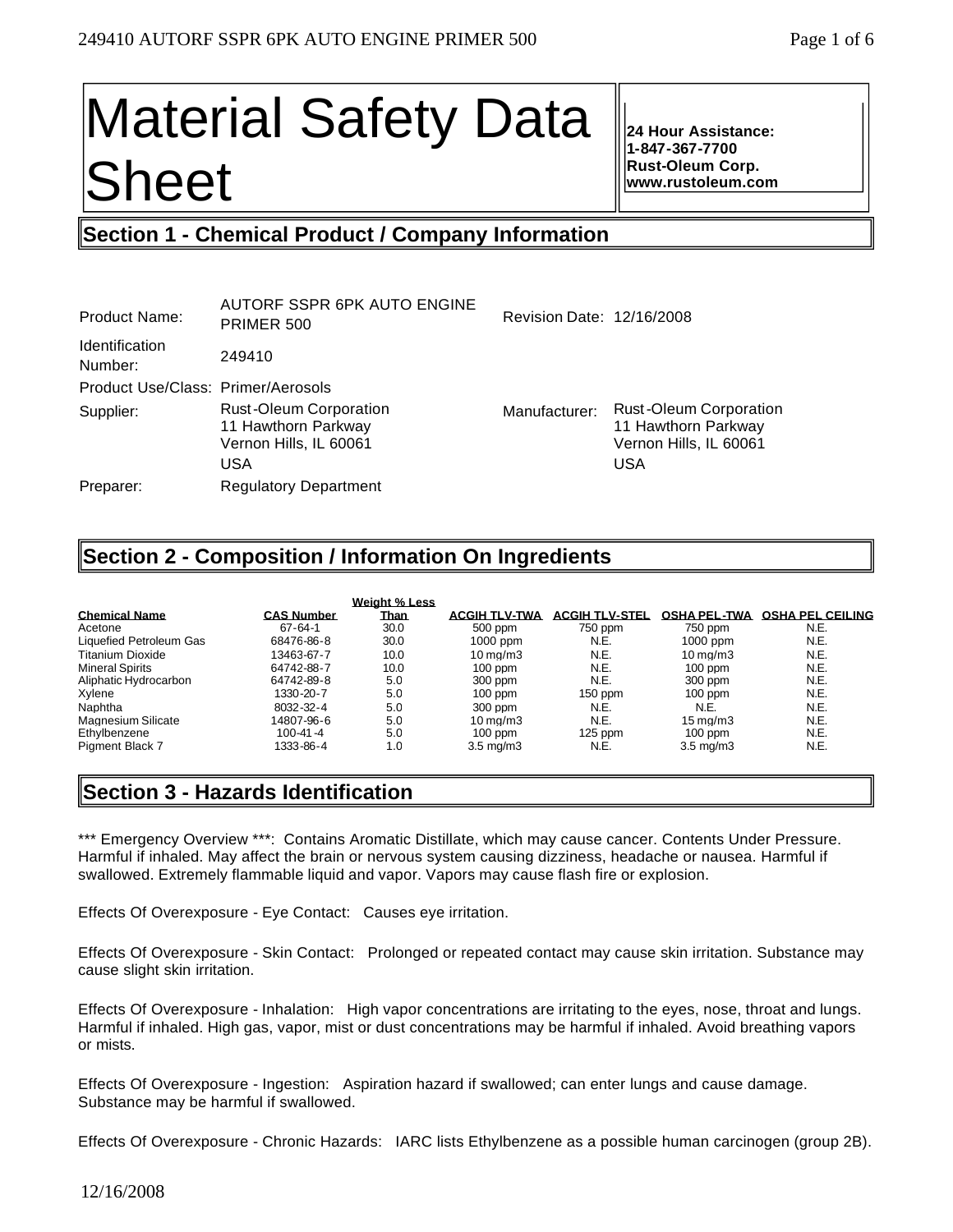# Material Safety Data Sheet

**24 Hour Assistance:**
**1-847-367-7700**
**Rust-Oleum Corp.**
**www.rustoleum.com**

## Section 1 - Chemical Product / Company Information

| | | | |
|---|---|---|---|
| Product Name: | AUTORF SSPR 6PK AUTO ENGINE PRIMER 500 | Revision Date: | 12/16/2008 |
| Identification Number: | 249410 | | |
| Product Use/Class: | Primer/Aerosols | | |
| Supplier: | Rust-Oleum Corporation<br>11 Hawthorn Parkway<br>Vernon Hills, IL 60061<br>USA | Manufacturer: | Rust-Oleum Corporation<br>11 Hawthorn Parkway<br>Vernon Hills, IL 60061<br>USA |
| Preparer: | Regulatory Department | | |

## Section 2 - Composition / Information On Ingredients

| Chemical Name | CAS Number | Weight % Less Than | ACGIH TLV-TWA | ACGIH TLV-STEL | OSHA PEL-TWA | OSHA PEL CEILING |
|---|---|---|---|---|---|---|
| Acetone | 67-64-1 | 30.0 | 500 ppm | 750 ppm | 750 ppm | N.E. |
| Liquefied Petroleum Gas | 68476-86-8 | 30.0 | 1000 ppm | N.E. | 1000 ppm | N.E. |
| Titanium Dioxide | 13463-67-7 | 10.0 | 10 mg/m3 | N.E. | 10 mg/m3 | N.E. |
| Mineral Spirits | 64742-88-7 | 10.0 | 100 ppm | N.E. | 100 ppm | N.E. |
| Aliphatic Hydrocarbon | 64742-89-8 | 5.0 | 300 ppm | N.E. | 300 ppm | N.E. |
| Xylene | 1330-20-7 | 5.0 | 100 ppm | 150 ppm | 100 ppm | N.E. |
| Naphtha | 8032-32-4 | 5.0 | 300 ppm | N.E. | N.E. | N.E. |
| Magnesium Silicate | 14807-96-6 | 5.0 | 10 mg/m3 | N.E. | 15 mg/m3 | N.E. |
| Ethylbenzene | 100-41-4 | 5.0 | 100 ppm | 125 ppm | 100 ppm | N.E. |
| Pigment Black 7 | 1333-86-4 | 1.0 | 3.5 mg/m3 | N.E. | 3.5 mg/m3 | N.E. |

## Section 3 - Hazards Identification

*** Emergency Overview ***: Contains Aromatic Distillate, which may cause cancer. Contents Under Pressure. Harmful if inhaled. May affect the brain or nervous system causing dizziness, headache or nausea. Harmful if swallowed. Extremely flammable liquid and vapor. Vapors may cause flash fire or explosion.

Effects Of Overexposure - Eye Contact: Causes eye irritation.

Effects Of Overexposure - Skin Contact: Prolonged or repeated contact may cause skin irritation. Substance may cause slight skin irritation.

Effects Of Overexposure - Inhalation: High vapor concentrations are irritating to the eyes, nose, throat and lungs. Harmful if inhaled. High gas, vapor, mist or dust concentrations may be harmful if inhaled. Avoid breathing vapors or mists.

Effects Of Overexposure - Ingestion: Aspiration hazard if swallowed; can enter lungs and cause damage. Substance may be harmful if swallowed.

Effects Of Overexposure - Chronic Hazards: IARC lists Ethylbenzene as a possible human carcinogen (group 2B).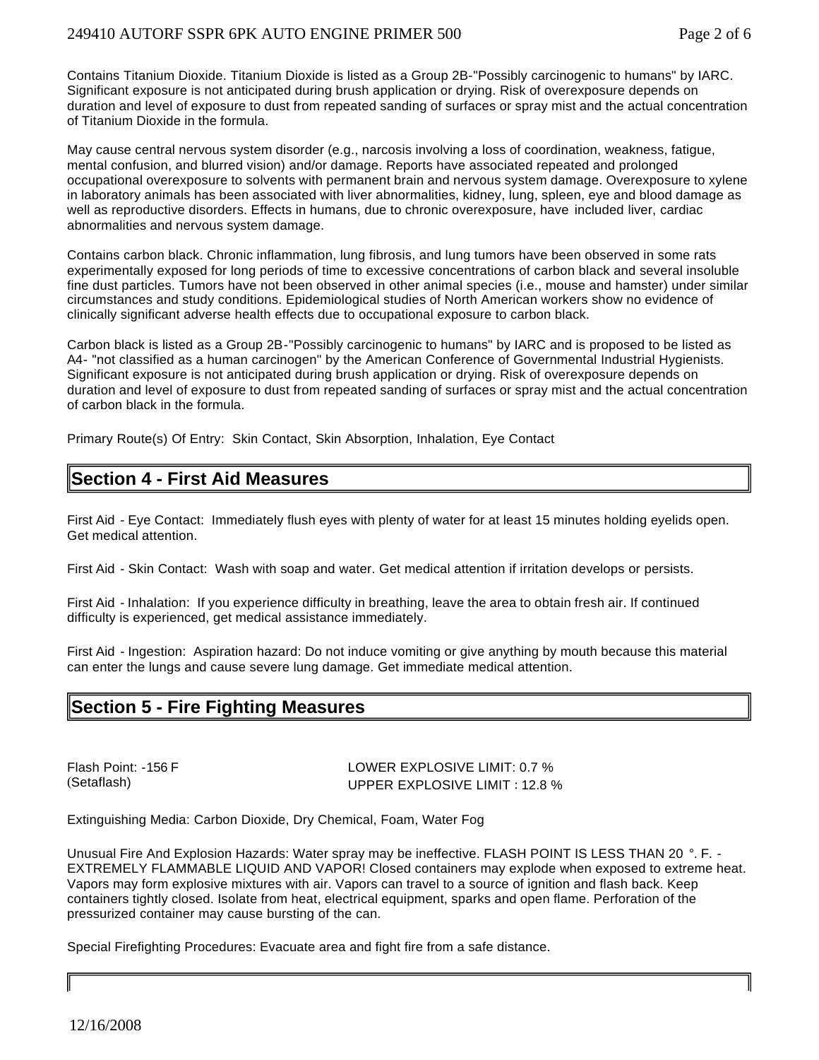Contains Titanium Dioxide. Titanium Dioxide is listed as a Group 2B-"Possibly carcinogenic to humans" by IARC. Significant exposure is not anticipated during brush application or drying. Risk of overexposure depends on duration and level of exposure to dust from repeated sanding of surfaces or spray mist and the actual concentration of Titanium Dioxide in the formula.

May cause central nervous system disorder (e.g., narcosis involving a loss of coordination, weakness, fatigue, mental confusion, and blurred vision) and/or damage. Reports have associated repeated and prolonged occupational overexposure to solvents with permanent brain and nervous system damage. Overexposure to xylene in laboratory animals has been associated with liver abnormalities, kidney, lung, spleen, eye and blood damage as well as reproductive disorders. Effects in humans, due to chronic overexposure, have included liver, cardiac abnormalities and nervous system damage.

Contains carbon black. Chronic inflammation, lung fibrosis, and lung tumors have been observed in some rats experimentally exposed for long periods of time to excessive concentrations of carbon black and several insoluble fine dust particles. Tumors have not been observed in other animal species (i.e., mouse and hamster) under similar circumstances and study conditions. Epidemiological studies of North American workers show no evidence of clinically significant adverse health effects due to occupational exposure to carbon black.

Carbon black is listed as a Group 2B-"Possibly carcinogenic to humans" by IARC and is proposed to be listed as A4- "not classified as a human carcinogen" by the American Conference of Governmental Industrial Hygienists. Significant exposure is not anticipated during brush application or drying. Risk of overexposure depends on duration and level of exposure to dust from repeated sanding of surfaces or spray mist and the actual concentration of carbon black in the formula.

Primary Route(s) Of Entry: Skin Contact, Skin Absorption, Inhalation, Eye Contact

## Section 4 - First Aid Measures

First Aid - Eye Contact: Immediately flush eyes with plenty of water for at least 15 minutes holding eyelids open. Get medical attention.

First Aid - Skin Contact: Wash with soap and water. Get medical attention if irritation develops or persists.

First Aid - Inhalation: If you experience difficulty in breathing, leave the area to obtain fresh air. If continued difficulty is experienced, get medical assistance immediately.

First Aid - Ingestion: Aspiration hazard: Do not induce vomiting or give anything by mouth because this material can enter the lungs and cause severe lung damage. Get immediate medical attention.

## Section 5 - Fire Fighting Measures

Flash Point: -156 F
(Setaflash)

LOWER EXPLOSIVE LIMIT: 0.7 %
UPPER EXPLOSIVE LIMIT : 12.8 %

Extinguishing Media: Carbon Dioxide, Dry Chemical, Foam, Water Fog

Unusual Fire And Explosion Hazards: Water spray may be ineffective. FLASH POINT IS LESS THAN 20 °. F. - EXTREMELY FLAMMABLE LIQUID AND VAPOR! Closed containers may explode when exposed to extreme heat. Vapors may form explosive mixtures with air. Vapors can travel to a source of ignition and flash back. Keep containers tightly closed. Isolate from heat, electrical equipment, sparks and open flame. Perforation of the pressurized container may cause bursting of the can.

Special Firefighting Procedures: Evacuate area and fight fire from a safe distance.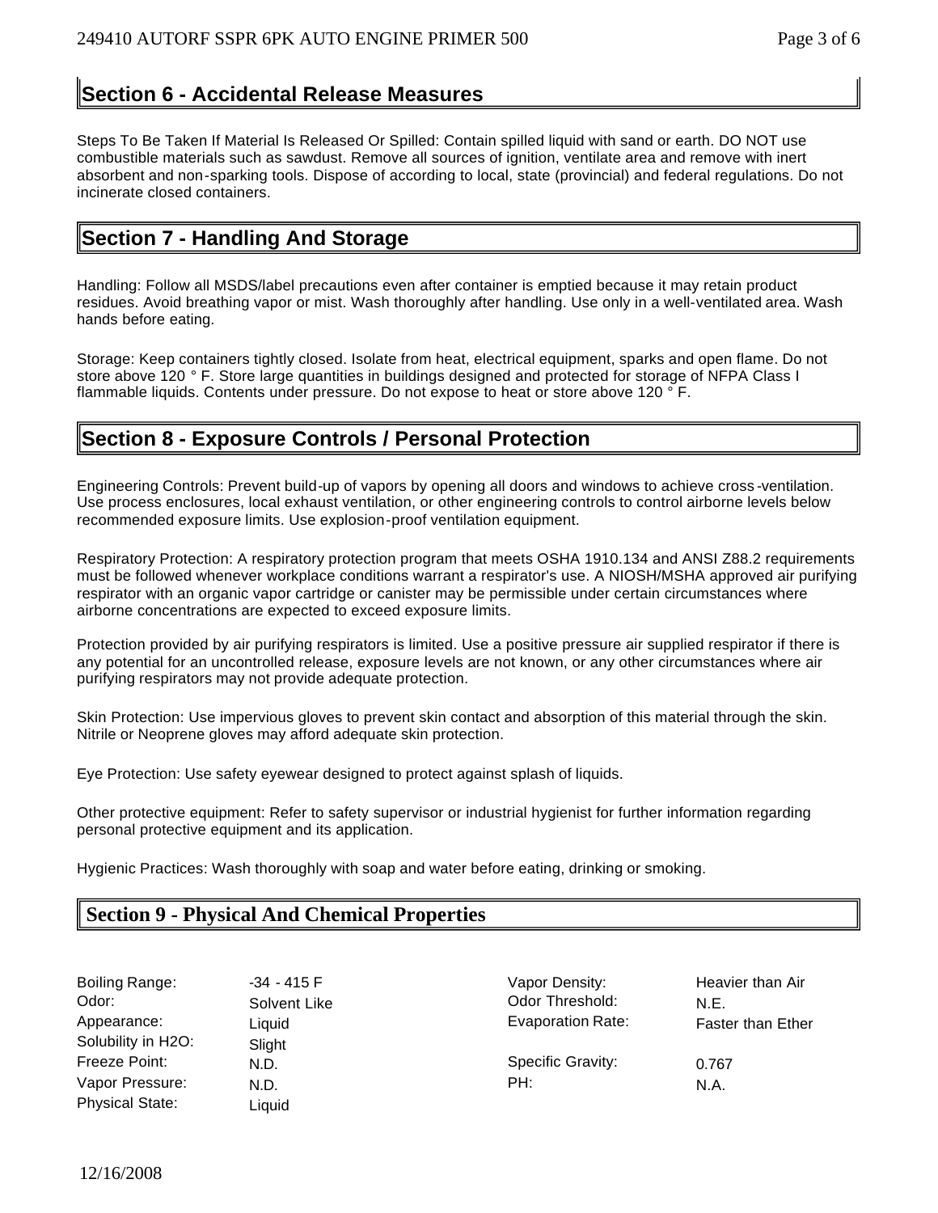## Section 6 - Accidental Release Measures

Steps To Be Taken If Material Is Released Or Spilled: Contain spilled liquid with sand or earth. DO NOT use combustible materials such as sawdust. Remove all sources of ignition, ventilate area and remove with inert absorbent and non-sparking tools. Dispose of according to local, state (provincial) and federal regulations. Do not incinerate closed containers.

## Section 7 - Handling And Storage

Handling: Follow all MSDS/label precautions even after container is emptied because it may retain product residues. Avoid breathing vapor or mist. Wash thoroughly after handling. Use only in a well-ventilated area. Wash hands before eating.

Storage: Keep containers tightly closed. Isolate from heat, electrical equipment, sparks and open flame. Do not store above 120 ° F. Store large quantities in buildings designed and protected for storage of NFPA Class I flammable liquids. Contents under pressure. Do not expose to heat or store above 120 ° F.

## Section 8 - Exposure Controls / Personal Protection

Engineering Controls: Prevent build-up of vapors by opening all doors and windows to achieve cross-ventilation. Use process enclosures, local exhaust ventilation, or other engineering controls to control airborne levels below recommended exposure limits. Use explosion-proof ventilation equipment.

Respiratory Protection: A respiratory protection program that meets OSHA 1910.134 and ANSI Z88.2 requirements must be followed whenever workplace conditions warrant a respirator's use. A NIOSH/MSHA approved air purifying respirator with an organic vapor cartridge or canister may be permissible under certain circumstances where airborne concentrations are expected to exceed exposure limits.

Protection provided by air purifying respirators is limited. Use a positive pressure air supplied respirator if there is any potential for an uncontrolled release, exposure levels are not known, or any other circumstances where air purifying respirators may not provide adequate protection.

Skin Protection: Use impervious gloves to prevent skin contact and absorption of this material through the skin. Nitrile or Neoprene gloves may afford adequate skin protection.

Eye Protection: Use safety eyewear designed to protect against splash of liquids.

Other protective equipment: Refer to safety supervisor or industrial hygienist for further information regarding personal protective equipment and its application.

Hygienic Practices: Wash thoroughly with soap and water before eating, drinking or smoking.

## Section 9 - Physical And Chemical Properties

| | | | |
|---|---|---|---|
| Boiling Range: | -34 - 415 F | Vapor Density: | Heavier than Air |
| Odor: | Solvent Like | Odor Threshold: | N.E. |
| Appearance: | Liquid | Evaporation Rate: | Faster than Ether |
| Solubility in H2O: | Slight | | |
| Freeze Point: | N.D. | Specific Gravity: | 0.767 |
| Vapor Pressure: | N.D. | PH: | N.A. |
| Physical State: | Liquid | | |

12/16/2008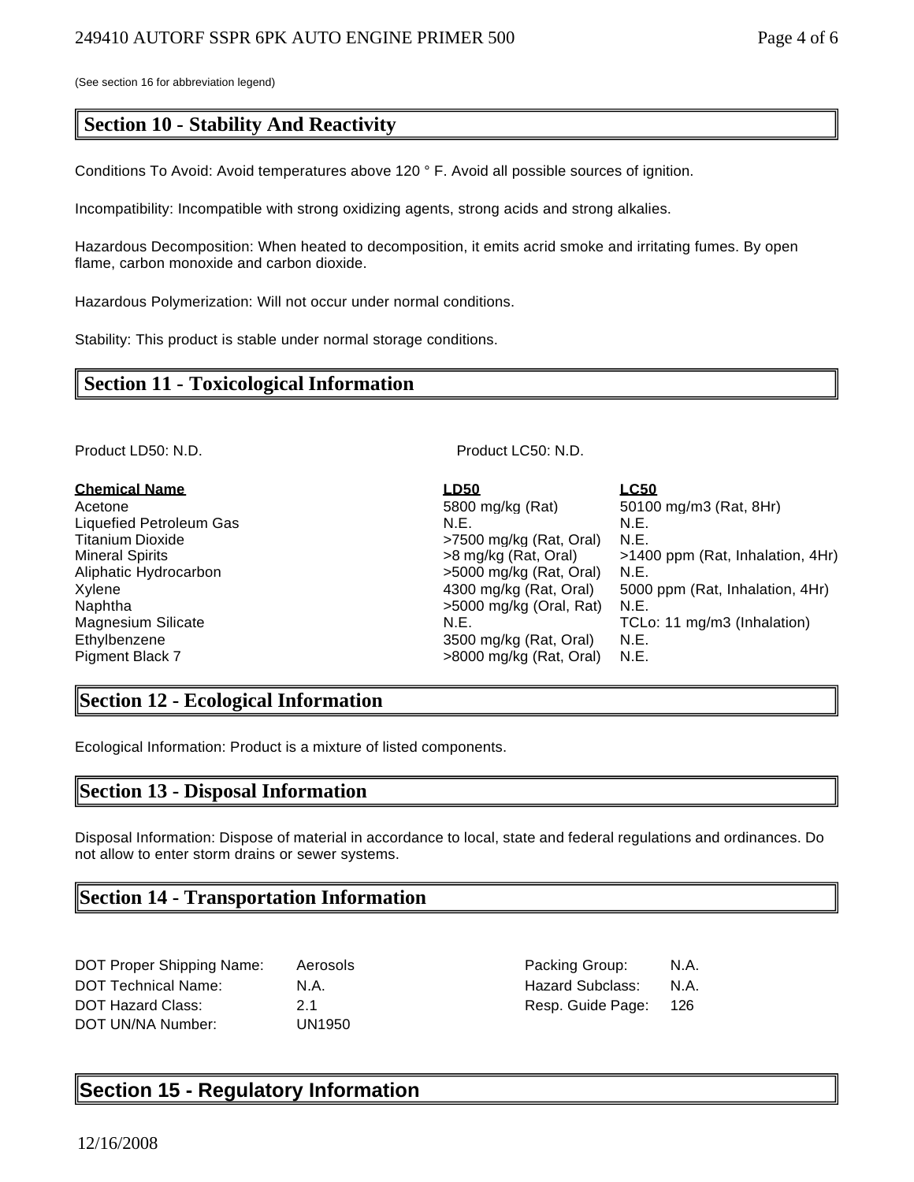(See section 16 for abbreviation legend)

## Section 10 - Stability And Reactivity

Conditions To Avoid: Avoid temperatures above 120 ° F. Avoid all possible sources of ignition.

Incompatibility: Incompatible with strong oxidizing agents, strong acids and strong alkalies.

Hazardous Decomposition: When heated to decomposition, it emits acrid smoke and irritating fumes. By open flame, carbon monoxide and carbon dioxide.

Hazardous Polymerization: Will not occur under normal conditions.

Stability: This product is stable under normal storage conditions.

## Section 11 - Toxicological Information

Product LD50: N.D.

Product LC50: N.D.

| Chemical Name | LD50 | LC50 |
|---|---|---|
| Acetone | 5800 mg/kg (Rat) | 50100 mg/m3 (Rat, 8Hr) |
| Liquefied Petroleum Gas | N.E. | N.E. |
| Titanium Dioxide | >7500 mg/kg (Rat, Oral) | N.E. |
| Mineral Spirits | >8 mg/kg (Rat, Oral) | >1400 ppm (Rat, Inhalation, 4Hr) |
| Aliphatic Hydrocarbon | >5000 mg/kg (Rat, Oral) | N.E. |
| Xylene | 4300 mg/kg (Rat, Oral) | 5000 ppm (Rat, Inhalation, 4Hr) |
| Naphtha | >5000 mg/kg (Oral, Rat) | N.E. |
| Magnesium Silicate | N.E. | TCLo: 11 mg/m3 (Inhalation) |
| Ethylbenzene | 3500 mg/kg (Rat, Oral) | N.E. |
| Pigment Black 7 | >8000 mg/kg (Rat, Oral) | N.E. |

## Section 12 - Ecological Information

Ecological Information: Product is a mixture of listed components.

## Section 13 - Disposal Information

Disposal Information: Dispose of material in accordance to local, state and federal regulations and ordinances. Do not allow to enter storm drains or sewer systems.

## Section 14 - Transportation Information

| | | | |
|---|---|---|---|
| DOT Proper Shipping Name: | Aerosols | Packing Group: | N.A. |
| DOT Technical Name: | N.A. | Hazard Subclass: | N.A. |
| DOT Hazard Class: | 2.1 | Resp. Guide Page: | 126 |
| DOT UN/NA Number: | UN1950 | | |

## Section 15 - Regulatory Information

12/16/2008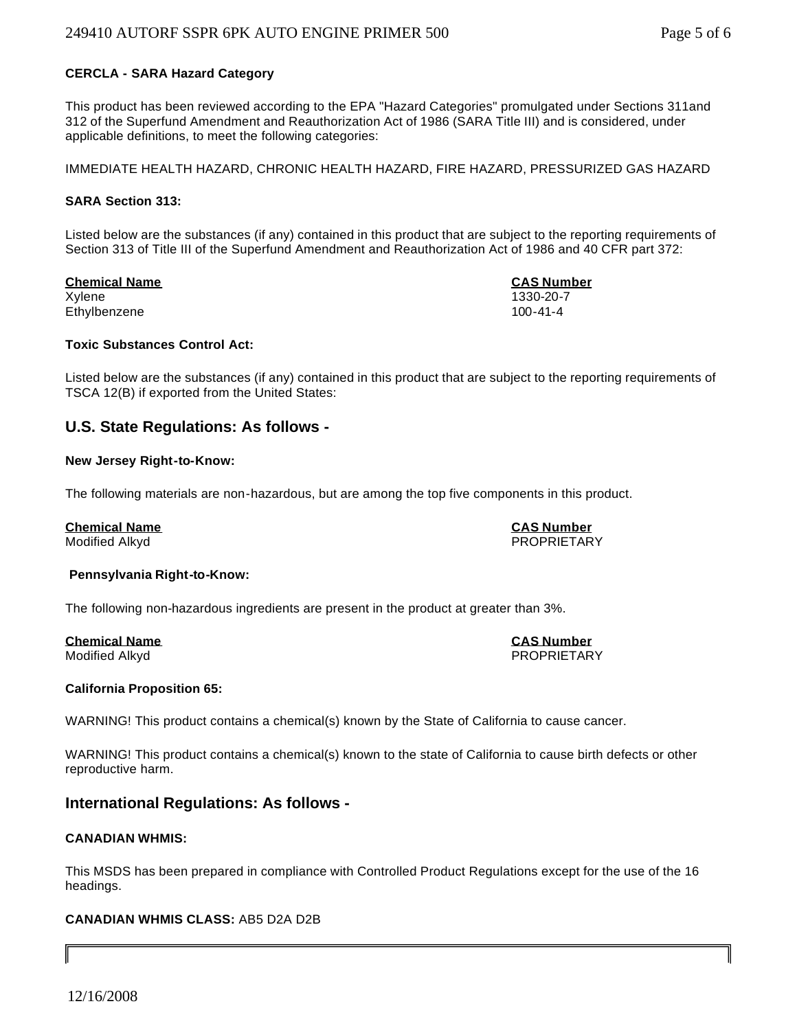**CERCLA - SARA Hazard Category**

This product has been reviewed according to the EPA "Hazard Categories" promulgated under Sections 311and 312 of the Superfund Amendment and Reauthorization Act of 1986 (SARA Title III) and is considered, under applicable definitions, to meet the following categories:

IMMEDIATE HEALTH HAZARD, CHRONIC HEALTH HAZARD, FIRE HAZARD, PRESSURIZED GAS HAZARD

**SARA Section 313:**

Listed below are the substances (if any) contained in this product that are subject to the reporting requirements of Section 313 of Title III of the Superfund Amendment and Reauthorization Act of 1986 and 40 CFR part 372:

| Chemical Name | CAS Number |
|---|---|
| Xylene | 1330-20-7 |
| Ethylbenzene | 100-41-4 |

**Toxic Substances Control Act:**

Listed below are the substances (if any) contained in this product that are subject to the reporting requirements of TSCA 12(B) if exported from the United States:

## U.S. State Regulations: As follows -

**New Jersey Right-to-Know:**

The following materials are non-hazardous, but are among the top five components in this product.

| Chemical Name | CAS Number |
|---|---|
| Modified Alkyd | PROPRIETARY |

**Pennsylvania Right-to-Know:**

The following non-hazardous ingredients are present in the product at greater than 3%.

| Chemical Name | CAS Number |
|---|---|
| Modified Alkyd | PROPRIETARY |

**California Proposition 65:**

WARNING! This product contains a chemical(s) known by the State of California to cause cancer.

WARNING! This product contains a chemical(s) known to the state of California to cause birth defects or other reproductive harm.

## International Regulations: As follows -

**CANADIAN WHMIS:**

This MSDS has been prepared in compliance with Controlled Product Regulations except for the use of the 16 headings.

**CANADIAN WHMIS CLASS:** AB5 D2A D2B

12/16/2008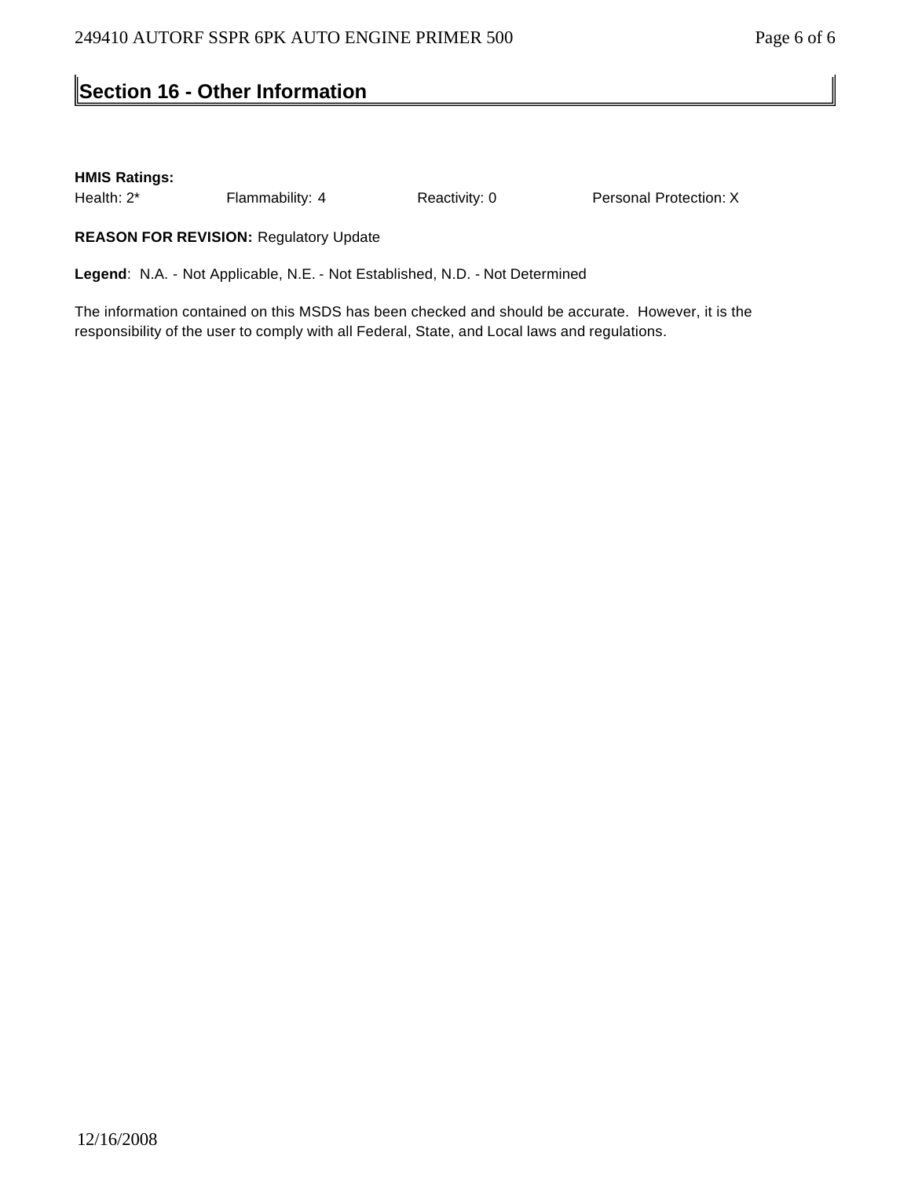## Section 16 - Other Information

**HMIS Ratings:**

| | | | |
|---|---|---|---|
| Health: 2* | Flammability: 4 | Reactivity: 0 | Personal Protection: X |

**REASON FOR REVISION:** Regulatory Update

**Legend**: N.A. - Not Applicable, N.E. - Not Established, N.D. - Not Determined

The information contained on this MSDS has been checked and should be accurate. However, it is the responsibility of the user to comply with all Federal, State, and Local laws and regulations.

12/16/2008